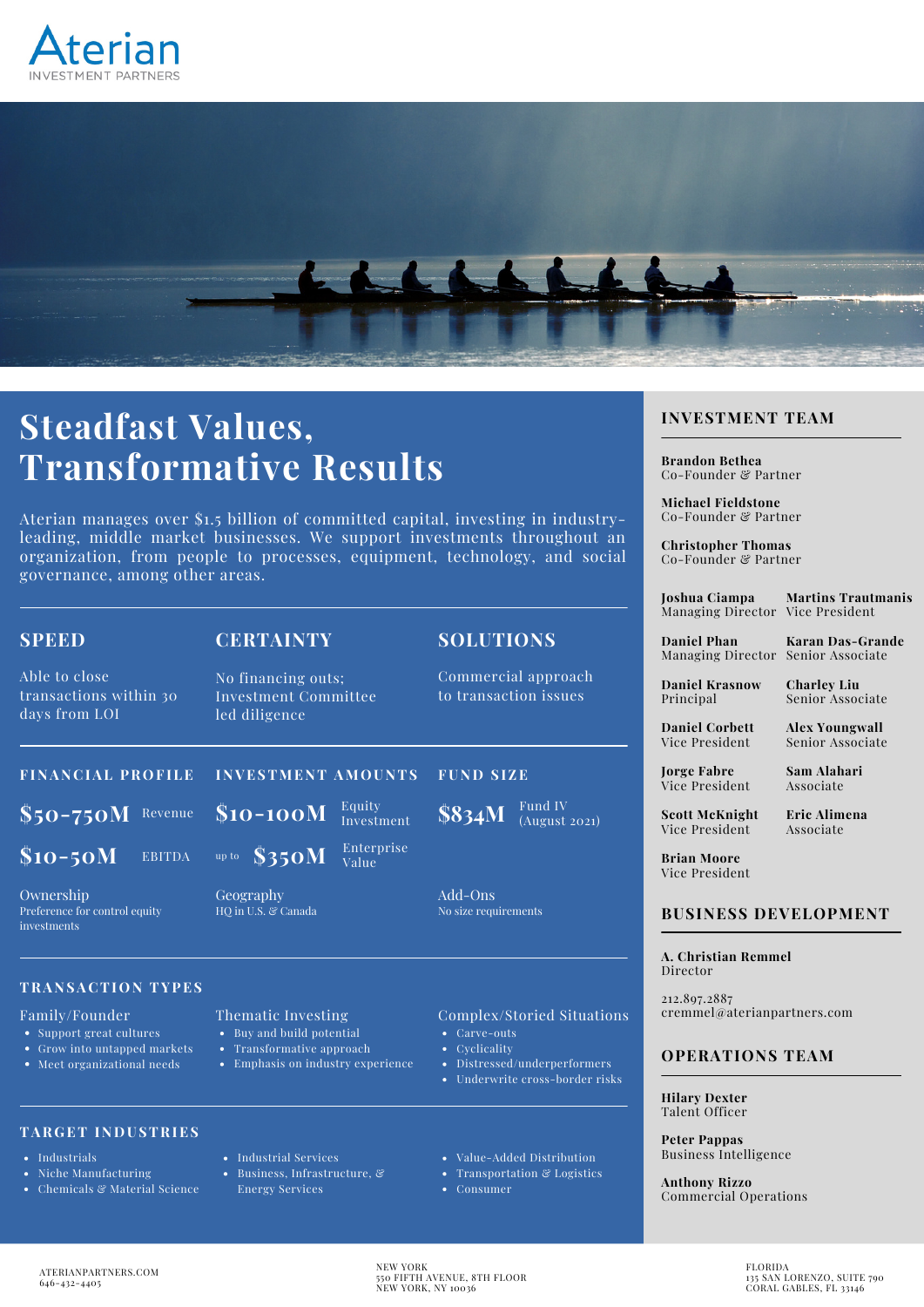Aterian
INVESTMENT PARTNERS

# Steadfast Values, Transformative Results

Aterian manages over $1.5 billion of committed capital, investing in industry-leading, middle market businesses. We support investments throughout an organization, from people to processes, equipment, technology, and social governance, among other areas.

## SPEED

Able to close transactions within 30 days from LOI

## CERTAINTY

No financing outs; Investment Committee led diligence

## SOLUTIONS

Commercial approach to transaction issues

### FINANCIAL PROFILE

**$50-750M** Revenue

**$10-50M** EBITDA

Ownership
Preference for control equity investments

### INVESTMENT AMOUNTS

**$10-100M** Equity Investment

up to **$350M** Enterprise Value

Geography
HQ in U.S. & Canada

### FUND SIZE

**$834M** Fund IV (August 2021)

Add-Ons
No size requirements

### TRANSACTION TYPES

Family/Founder
- Support great cultures
- Grow into untapped markets
- Meet organizational needs

Thematic Investing
- Buy and build potential
- Transformative approach
- Emphasis on industry experience

Complex/Storied Situations
- Carve-outs
- Cyclicality
- Distressed/underperformers
- Underwrite cross-border risks

### TARGET INDUSTRIES

- Industrials
- Niche Manufacturing
- Chemicals & Material Science
- Industrial Services
- Business, Infrastructure, & Energy Services
- Value-Added Distribution
- Transportation & Logistics
- Consumer

## INVESTMENT TEAM

**Brandon Bethea**
Co-Founder & Partner

**Michael Fieldstone**
Co-Founder & Partner

**Christopher Thomas**
Co-Founder & Partner

**Joshua Ciampa**
Managing Director

**Daniel Phan**
Managing Director

**Daniel Krasnow**
Principal

**Daniel Corbett**
Vice President

**Jorge Fabre**
Vice President

**Scott McKnight**
Vice President

**Brian Moore**
Vice President

**Martins Trautmanis**
Vice President

**Karan Das-Grande**
Senior Associate

**Charley Liu**
Senior Associate

**Alex Youngwall**
Senior Associate

**Sam Alahari**
Associate

**Eric Alimena**
Associate

## BUSINESS DEVELOPMENT

**A. Christian Remmel**
Director

212.897.2887
cremmel@aterianpartners.com

## OPERATIONS TEAM

**Hilary Dexter**
Talent Officer

**Peter Pappas**
Business Intelligence

**Anthony Rizzo**
Commercial Operations

ATERIANPARTNERS.COM
646-432-4405

NEW YORK
550 FIFTH AVENUE, 8TH FLOOR
NEW YORK, NY 10036

FLORIDA
135 SAN LORENZO, SUITE 790
CORAL GABLES, FL 33146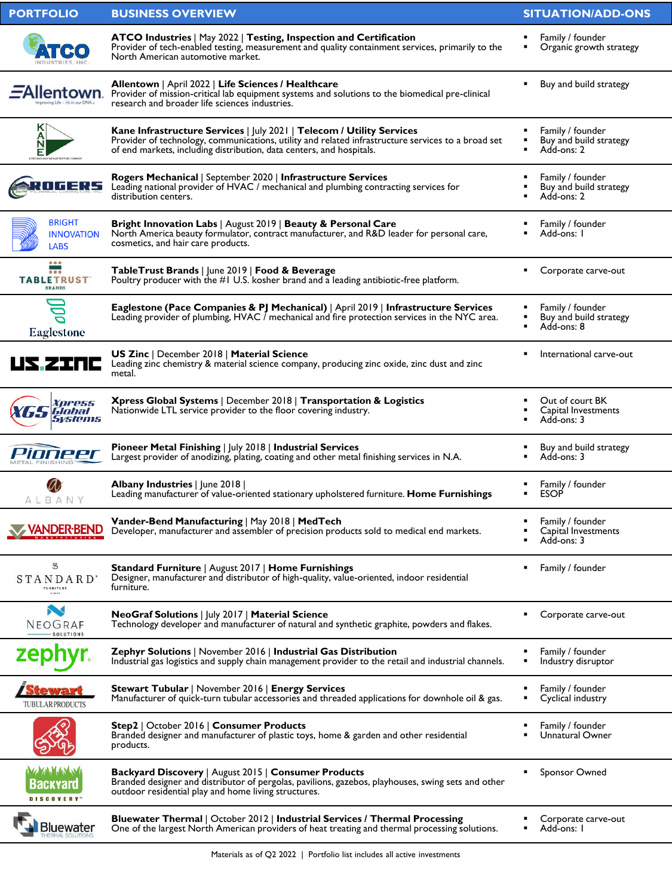| PORTFOLIO | BUSINESS OVERVIEW | SITUATION/ADD-ONS |
|---|---|---|
| ATCO INDUSTRIES, INC. | **ATCO Industries** \| May 2022 \| **Testing, Inspection and Certification**<br>Provider of tech-enabled testing, measurement and quality containment services, primarily to the North American automotive market. | ▪ Family / founder<br>▪ Organic growth strategy |
| Allentown | **Allentown** \| April 2022 \| **Life Sciences / Healthcare**<br>Provider of mission-critical lab equipment systems and solutions to the biomedical pre-clinical research and broader life sciences industries. | ▪ Buy and build strategy |
| KANE | **Kane Infrastructure Services** \| July 2021 \| **Telecom / Utility Services**<br>Provider of technology, communications, utility and related infrastructure services to a broad set of end markets, including distribution, data centers, and hospitals. | ▪ Family / founder<br>▪ Buy and build strategy<br>▪ Add-ons: 2 |
| ROGERS MECHANICAL CONTRACTORS, INC. | **Rogers Mechanical** \| September 2020 \| **Infrastructure Services**<br>Leading national provider of HVAC / mechanical and plumbing contracting services for distribution centers. | ▪ Family / founder<br>▪ Buy and build strategy<br>▪ Add-ons: 2 |
| BRIGHT INNOVATION LABS | **Bright Innovation Labs** \| August 2019 \| **Beauty & Personal Care**<br>North America beauty formulator, contract manufacturer, and R&D leader for personal care, cosmetics, and hair care products. | ▪ Family / founder<br>▪ Add-ons: 1 |
| TABLETRUST BRANDS | **TableTrust Brands** \| June 2019 \| **Food & Beverage**<br>Poultry producer with the #1 U.S. kosher brand and a leading antibiotic-free platform. | ▪ Corporate carve-out |
| Eaglestone | **Eaglestone (Pace Companies & PJ Mechanical)** \| April 2019 \| **Infrastructure Services**<br>Leading provider of plumbing, HVAC / mechanical and fire protection services in the NYC area. | ▪ Family / founder<br>▪ Buy and build strategy<br>▪ Add-ons: 8 |
| US ZINC | **US Zinc** \| December 2018 \| **Material Science**<br>Leading zinc chemistry & material science company, producing zinc oxide, zinc dust and zinc metal. | ▪ International carve-out |
| XGS Xpress Global Systems | **Xpress Global Systems** \| December 2018 \| **Transportation & Logistics**<br>Nationwide LTL service provider to the floor covering industry. | ▪ Out of court BK<br>▪ Capital Investments<br>▪ Add-ons: 3 |
| Pioneer METAL FINISHING | **Pioneer Metal Finishing** \| July 2018 \| **Industrial Services**<br>Largest provider of anodizing, plating, coating and other metal finishing services in N.A. | ▪ Buy and build strategy<br>▪ Add-ons: 3 |
| ALBANY | **Albany Industries** \| June 2018 \|<br>Leading manufacturer of value-oriented stationary upholstered furniture. **Home Furnishings** | ▪ Family / founder<br>▪ ESOP |
| VANDER-BEND MANUFACTURING | **Vander-Bend Manufacturing** \| May 2018 \| **MedTech**<br>Developer, manufacturer and assembler of precision products sold to medical end markets. | ▪ Family / founder<br>▪ Capital Investments<br>▪ Add-ons: 3 |
| STANDARD FURNITURE | **Standard Furniture** \| August 2017 \| **Home Furnishings**<br>Designer, manufacturer and distributor of high-quality, value-oriented, indoor residential furniture. | ▪ Family / founder |
| NEOGRAF SOLUTIONS | **NeoGraf Solutions** \| July 2017 \| **Material Science**<br>Technology developer and manufacturer of natural and synthetic graphite, powders and flakes. | ▪ Corporate carve-out |
| zephyr | **Zephyr Solutions** \| November 2016 \| **Industrial Gas Distribution**<br>Industrial gas logistics and supply chain management provider to the retail and industrial channels. | ▪ Family / founder<br>▪ Industry disruptor |
| Stewart TUBULAR PRODUCTS | **Stewart Tubular** \| November 2016 \| **Energy Services**<br>Manufacturer of quick-turn tubular accessories and threaded applications for downhole oil & gas. | ▪ Family / founder<br>▪ Cyclical industry |
| STEP2 | **Step2** \| October 2016 \| **Consumer Products**<br>Branded designer and manufacturer of plastic toys, home & garden and other residential products. | ▪ Family / founder<br>▪ Unnatural Owner |
| Backyard DISCOVERY | **Backyard Discovery** \| August 2015 \| **Consumer Products**<br>Branded designer and distributor of pergolas, pavilions, gazebos, playhouses, swing sets and other outdoor residential play and home living structures. | ▪ Sponsor Owned |
| Bluewater THERMAL SOLUTIONS | **Bluewater Thermal** \| October 2012 \| **Industrial Services / Thermal Processing**<br>One of the largest North American providers of heat treating and thermal processing solutions. | ▪ Corporate carve-out<br>▪ Add-ons: 1 |

Materials as of Q2 2022 | Portfolio list includes all active investments